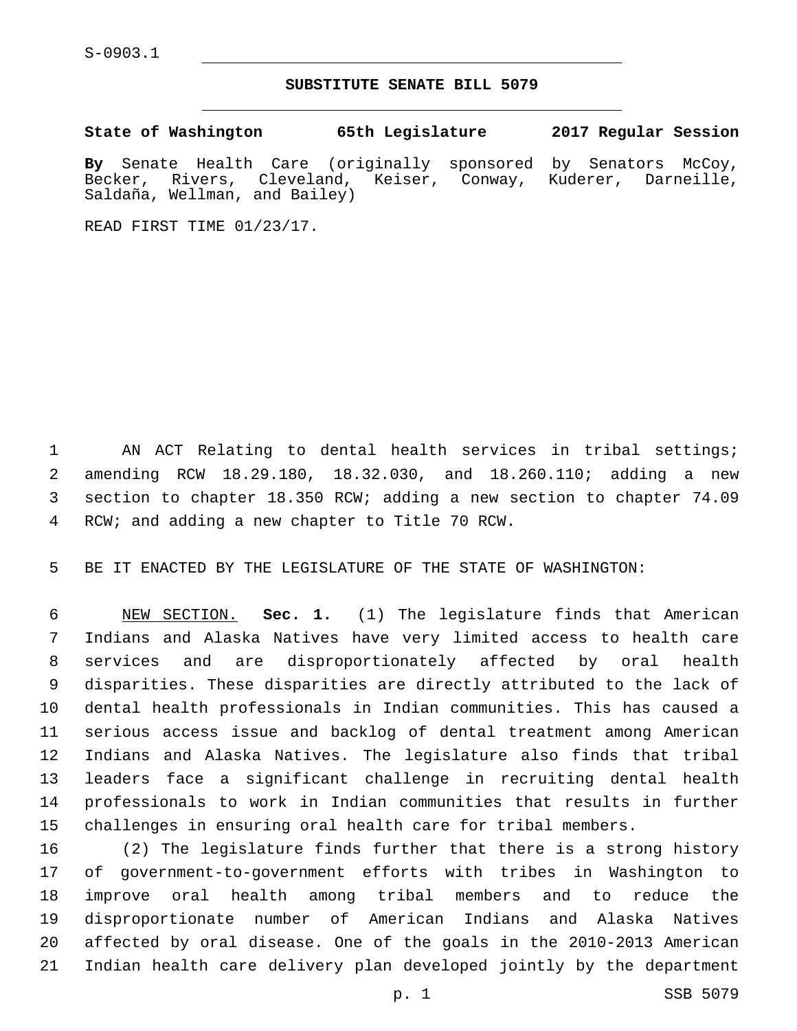S-0903.1

# SUBSTITUTE SENATE BILL 5079

**State of Washington 65th Legislature 2017 Regular Session**

**By** Senate Health Care (originally sponsored by Senators McCoy, Becker, Rivers, Cleveland, Keiser, Conway, Kuderer, Darneille, Saldaña, Wellman, and Bailey)

READ FIRST TIME 01/23/17.

AN ACT Relating to dental health services in tribal settings; amending RCW 18.29.180, 18.32.030, and 18.260.110; adding a new section to chapter 18.350 RCW; adding a new section to chapter 74.09 RCW; and adding a new chapter to Title 70 RCW.

BE IT ENACTED BY THE LEGISLATURE OF THE STATE OF WASHINGTON:

NEW SECTION. **Sec. 1.** (1) The legislature finds that American Indians and Alaska Natives have very limited access to health care services and are disproportionately affected by oral health disparities. These disparities are directly attributed to the lack of dental health professionals in Indian communities. This has caused a serious access issue and backlog of dental treatment among American Indians and Alaska Natives. The legislature also finds that tribal leaders face a significant challenge in recruiting dental health professionals to work in Indian communities that results in further challenges in ensuring oral health care for tribal members.

(2) The legislature finds further that there is a strong history of government-to-government efforts with tribes in Washington to improve oral health among tribal members and to reduce the disproportionate number of American Indians and Alaska Natives affected by oral disease. One of the goals in the 2010-2013 American Indian health care delivery plan developed jointly by the department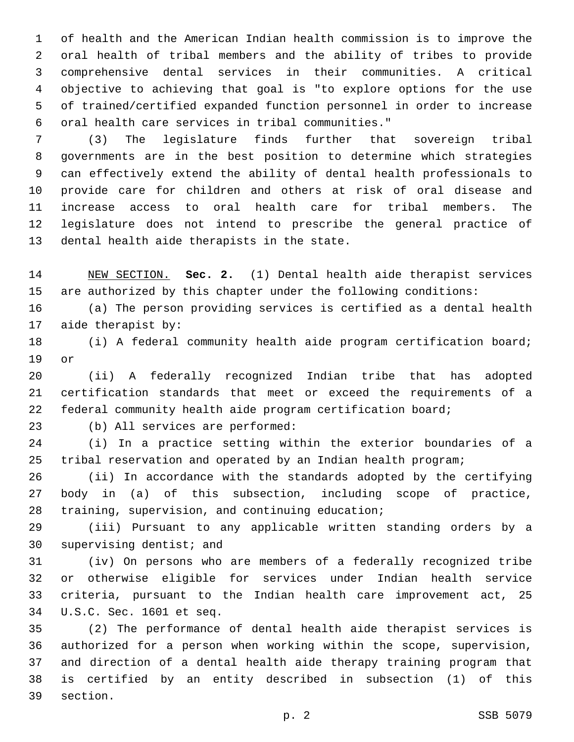of health and the American Indian health commission is to improve the oral health of tribal members and the ability of tribes to provide comprehensive dental services in their communities. A critical objective to achieving that goal is "to explore options for the use of trained/certified expanded function personnel in order to increase oral health care services in tribal communities."

(3) The legislature finds further that sovereign tribal governments are in the best position to determine which strategies can effectively extend the ability of dental health professionals to provide care for children and others at risk of oral disease and increase access to oral health care for tribal members. The legislature does not intend to prescribe the general practice of dental health aide therapists in the state.

NEW SECTION. **Sec. 2.** (1) Dental health aide therapist services are authorized by this chapter under the following conditions:

(a) The person providing services is certified as a dental health aide therapist by:

(i) A federal community health aide program certification board; or

(ii) A federally recognized Indian tribe that has adopted certification standards that meet or exceed the requirements of a federal community health aide program certification board;

(b) All services are performed:

(i) In a practice setting within the exterior boundaries of a tribal reservation and operated by an Indian health program;

(ii) In accordance with the standards adopted by the certifying body in (a) of this subsection, including scope of practice, training, supervision, and continuing education;

(iii) Pursuant to any applicable written standing orders by a supervising dentist; and

(iv) On persons who are members of a federally recognized tribe or otherwise eligible for services under Indian health service criteria, pursuant to the Indian health care improvement act, 25 U.S.C. Sec. 1601 et seq.

(2) The performance of dental health aide therapist services is authorized for a person when working within the scope, supervision, and direction of a dental health aide therapy training program that is certified by an entity described in subsection (1) of this section.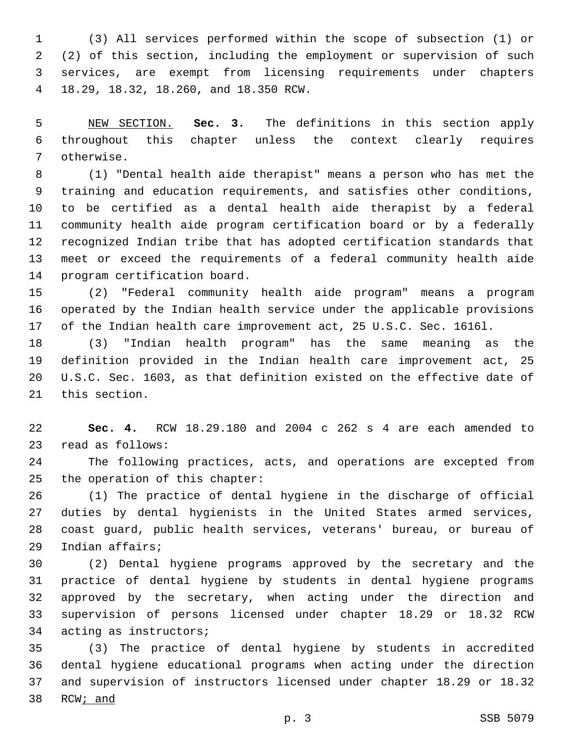(3) All services performed within the scope of subsection (1) or (2) of this section, including the employment or supervision of such services, are exempt from licensing requirements under chapters 18.29, 18.32, 18.260, and 18.350 RCW.

NEW SECTION. **Sec. 3.** The definitions in this section apply throughout this chapter unless the context clearly requires otherwise.

(1) "Dental health aide therapist" means a person who has met the training and education requirements, and satisfies other conditions, to be certified as a dental health aide therapist by a federal community health aide program certification board or by a federally recognized Indian tribe that has adopted certification standards that meet or exceed the requirements of a federal community health aide program certification board.

(2) "Federal community health aide program" means a program operated by the Indian health service under the applicable provisions of the Indian health care improvement act, 25 U.S.C. Sec. 1616l.

(3) "Indian health program" has the same meaning as the definition provided in the Indian health care improvement act, 25 U.S.C. Sec. 1603, as that definition existed on the effective date of this section.

**Sec. 4.** RCW 18.29.180 and 2004 c 262 s 4 are each amended to read as follows:

The following practices, acts, and operations are excepted from the operation of this chapter:

(1) The practice of dental hygiene in the discharge of official duties by dental hygienists in the United States armed services, coast guard, public health services, veterans' bureau, or bureau of Indian affairs;

(2) Dental hygiene programs approved by the secretary and the practice of dental hygiene by students in dental hygiene programs approved by the secretary, when acting under the direction and supervision of persons licensed under chapter 18.29 or 18.32 RCW acting as instructors;

(3) The practice of dental hygiene by students in accredited dental hygiene educational programs when acting under the direction and supervision of instructors licensed under chapter 18.29 or 18.32 RCW; and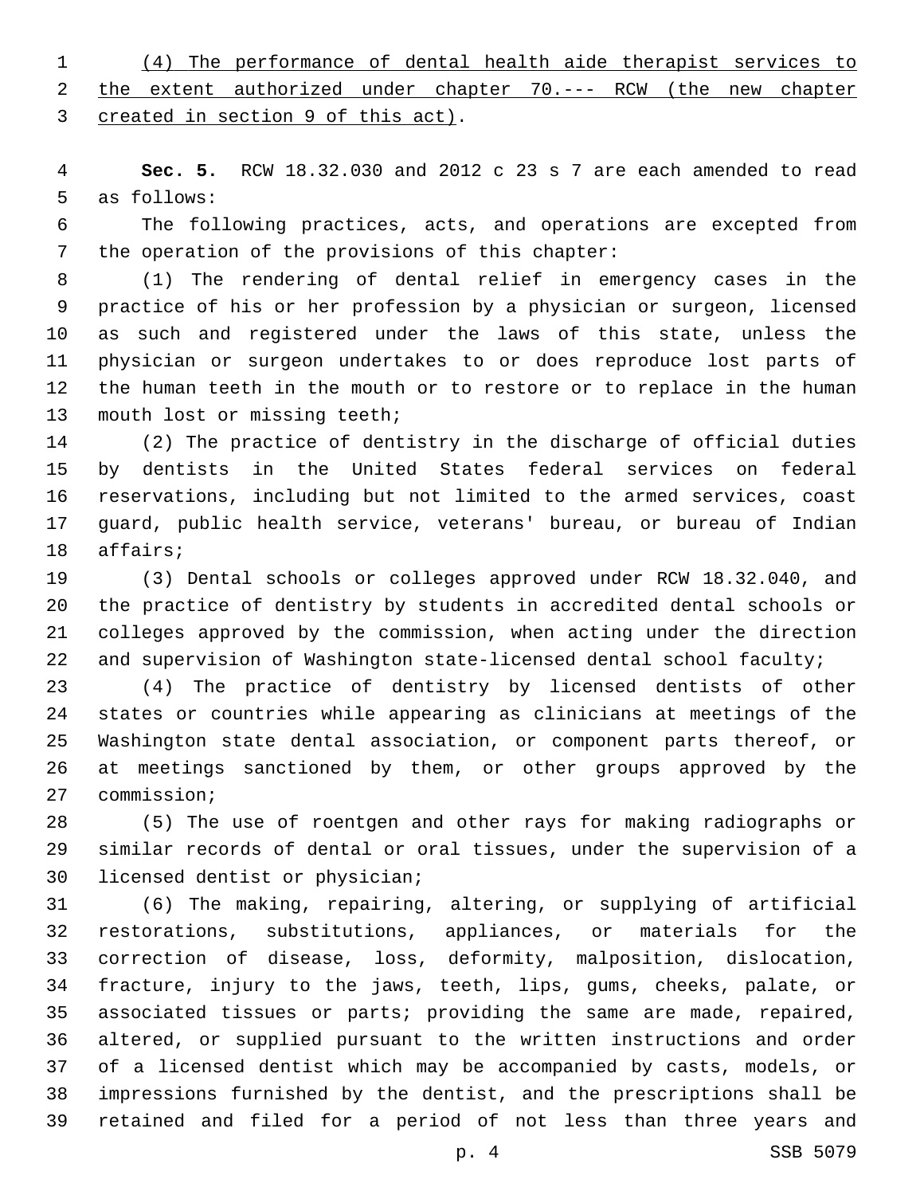(4) The performance of dental health aide therapist services to the extent authorized under chapter 70.--- RCW (the new chapter created in section 9 of this act).

**Sec. 5.** RCW 18.32.030 and 2012 c 23 s 7 are each amended to read as follows:

The following practices, acts, and operations are excepted from the operation of the provisions of this chapter:

(1) The rendering of dental relief in emergency cases in the practice of his or her profession by a physician or surgeon, licensed as such and registered under the laws of this state, unless the physician or surgeon undertakes to or does reproduce lost parts of the human teeth in the mouth or to restore or to replace in the human mouth lost or missing teeth;

(2) The practice of dentistry in the discharge of official duties by dentists in the United States federal services on federal reservations, including but not limited to the armed services, coast guard, public health service, veterans' bureau, or bureau of Indian affairs;

(3) Dental schools or colleges approved under RCW 18.32.040, and the practice of dentistry by students in accredited dental schools or colleges approved by the commission, when acting under the direction and supervision of Washington state-licensed dental school faculty;

(4) The practice of dentistry by licensed dentists of other states or countries while appearing as clinicians at meetings of the Washington state dental association, or component parts thereof, or at meetings sanctioned by them, or other groups approved by the commission;

(5) The use of roentgen and other rays for making radiographs or similar records of dental or oral tissues, under the supervision of a licensed dentist or physician;

(6) The making, repairing, altering, or supplying of artificial restorations, substitutions, appliances, or materials for the correction of disease, loss, deformity, malposition, dislocation, fracture, injury to the jaws, teeth, lips, gums, cheeks, palate, or associated tissues or parts; providing the same are made, repaired, altered, or supplied pursuant to the written instructions and order of a licensed dentist which may be accompanied by casts, models, or impressions furnished by the dentist, and the prescriptions shall be retained and filed for a period of not less than three years and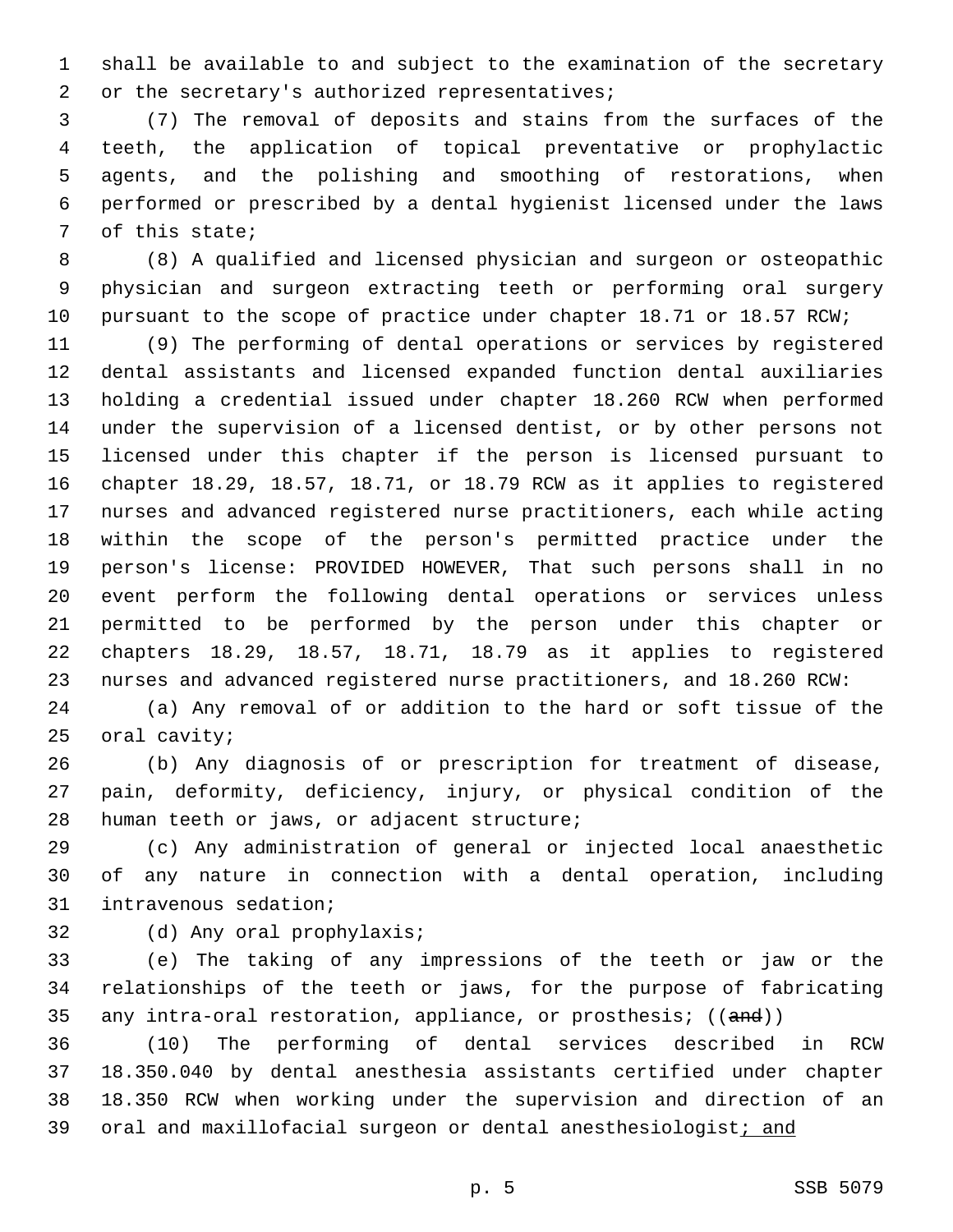shall be available to and subject to the examination of the secretary or the secretary's authorized representatives;

(7) The removal of deposits and stains from the surfaces of the teeth, the application of topical preventative or prophylactic agents, and the polishing and smoothing of restorations, when performed or prescribed by a dental hygienist licensed under the laws of this state;

(8) A qualified and licensed physician and surgeon or osteopathic physician and surgeon extracting teeth or performing oral surgery pursuant to the scope of practice under chapter 18.71 or 18.57 RCW;

(9) The performing of dental operations or services by registered dental assistants and licensed expanded function dental auxiliaries holding a credential issued under chapter 18.260 RCW when performed under the supervision of a licensed dentist, or by other persons not licensed under this chapter if the person is licensed pursuant to chapter 18.29, 18.57, 18.71, or 18.79 RCW as it applies to registered nurses and advanced registered nurse practitioners, each while acting within the scope of the person's permitted practice under the person's license: PROVIDED HOWEVER, That such persons shall in no event perform the following dental operations or services unless permitted to be performed by the person under this chapter or chapters 18.29, 18.57, 18.71, 18.79 as it applies to registered nurses and advanced registered nurse practitioners, and 18.260 RCW:

(a) Any removal of or addition to the hard or soft tissue of the oral cavity;

(b) Any diagnosis of or prescription for treatment of disease, pain, deformity, deficiency, injury, or physical condition of the human teeth or jaws, or adjacent structure;

(c) Any administration of general or injected local anaesthetic of any nature in connection with a dental operation, including intravenous sedation;

(d) Any oral prophylaxis;

(e) The taking of any impressions of the teeth or jaw or the relationships of the teeth or jaws, for the purpose of fabricating any intra-oral restoration, appliance, or prosthesis; ((~~and~~))

(10) The performing of dental services described in RCW 18.350.040 by dental anesthesia assistants certified under chapter 18.350 RCW when working under the supervision and direction of an oral and maxillofacial surgeon or dental anesthesiologist<u>; and</u>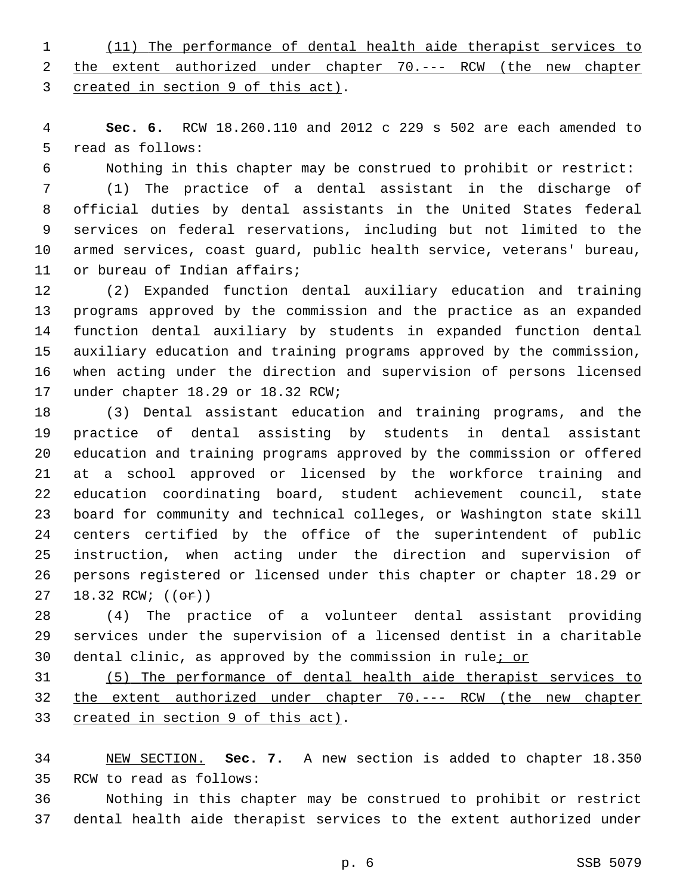(11) The performance of dental health aide therapist services to the extent authorized under chapter 70.--- RCW (the new chapter created in section 9 of this act).

**Sec. 6.** RCW 18.260.110 and 2012 c 229 s 502 are each amended to read as follows:

Nothing in this chapter may be construed to prohibit or restrict:

(1) The practice of a dental assistant in the discharge of official duties by dental assistants in the United States federal services on federal reservations, including but not limited to the armed services, coast guard, public health service, veterans' bureau, or bureau of Indian affairs;

(2) Expanded function dental auxiliary education and training programs approved by the commission and the practice as an expanded function dental auxiliary by students in expanded function dental auxiliary education and training programs approved by the commission, when acting under the direction and supervision of persons licensed under chapter 18.29 or 18.32 RCW;

(3) Dental assistant education and training programs, and the practice of dental assisting by students in dental assistant education and training programs approved by the commission or offered at a school approved or licensed by the workforce training and education coordinating board, student achievement council, state board for community and technical colleges, or Washington state skill centers certified by the office of the superintendent of public instruction, when acting under the direction and supervision of persons registered or licensed under this chapter or chapter 18.29 or 18.32 RCW; ((~~or~~))

(4) The practice of a volunteer dental assistant providing services under the supervision of a licensed dentist in a charitable dental clinic, as approved by the commission in rule; or

(5) The performance of dental health aide therapist services to the extent authorized under chapter 70.--- RCW (the new chapter created in section 9 of this act).

NEW SECTION. **Sec. 7.** A new section is added to chapter 18.350 RCW to read as follows:

Nothing in this chapter may be construed to prohibit or restrict dental health aide therapist services to the extent authorized under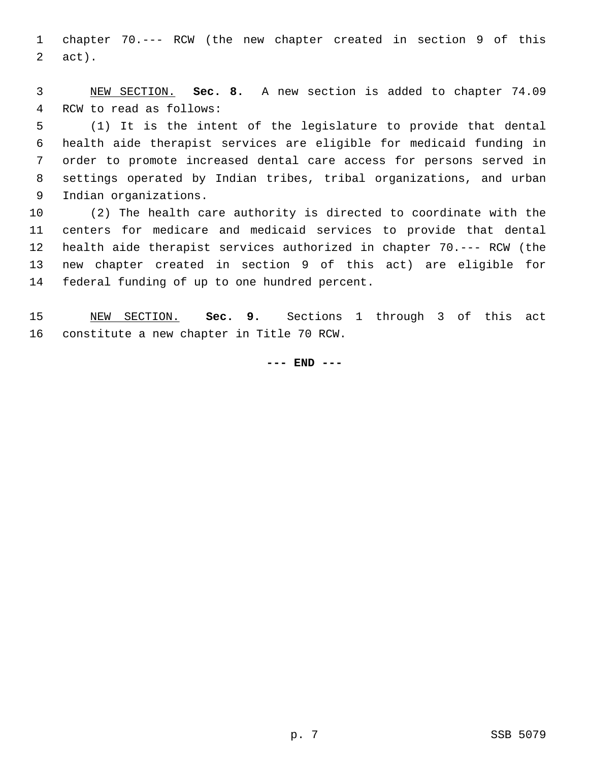chapter 70.--- RCW (the new chapter created in section 9 of this act).

NEW SECTION. **Sec. 8.** A new section is added to chapter 74.09 RCW to read as follows:

(1) It is the intent of the legislature to provide that dental health aide therapist services are eligible for medicaid funding in order to promote increased dental care access for persons served in settings operated by Indian tribes, tribal organizations, and urban Indian organizations.

(2) The health care authority is directed to coordinate with the centers for medicare and medicaid services to provide that dental health aide therapist services authorized in chapter 70.--- RCW (the new chapter created in section 9 of this act) are eligible for federal funding of up to one hundred percent.

NEW SECTION. **Sec. 9.** Sections 1 through 3 of this act constitute a new chapter in Title 70 RCW.

**--- END ---**